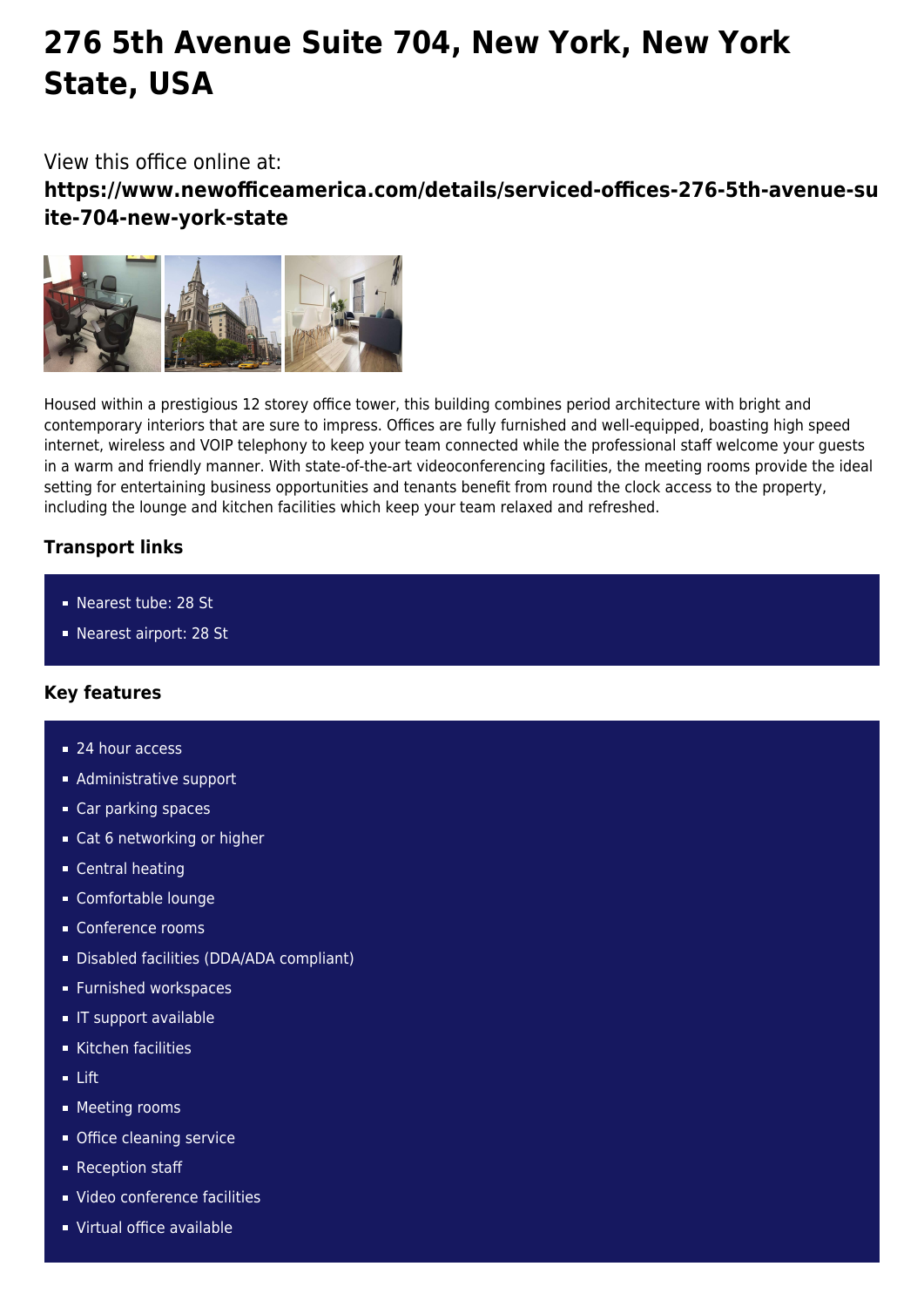# 276 5th Avenue Suite 704, New York, New York State, USA

View this office online at:
**https://www.newofficeamerica.com/details/serviced-offices-276-5th-avenue-suite-704-new-york-state**

Housed within a prestigious 12 storey office tower, this building combines period architecture with bright and contemporary interiors that are sure to impress. Offices are fully furnished and well-equipped, boasting high speed internet, wireless and VOIP telephony to keep your team connected while the professional staff welcome your guests in a warm and friendly manner. With state-of-the-art videoconferencing facilities, the meeting rooms provide the ideal setting for entertaining business opportunities and tenants benefit from round the clock access to the property, including the lounge and kitchen facilities which keep your team relaxed and refreshed.

### Transport links

- Nearest tube: 28 St
- Nearest airport: 28 St

### Key features

- 24 hour access
- Administrative support
- Car parking spaces
- Cat 6 networking or higher
- Central heating
- Comfortable lounge
- Conference rooms
- Disabled facilities (DDA/ADA compliant)
- Furnished workspaces
- IT support available
- Kitchen facilities
- Lift
- Meeting rooms
- Office cleaning service
- Reception staff
- Video conference facilities
- Virtual office available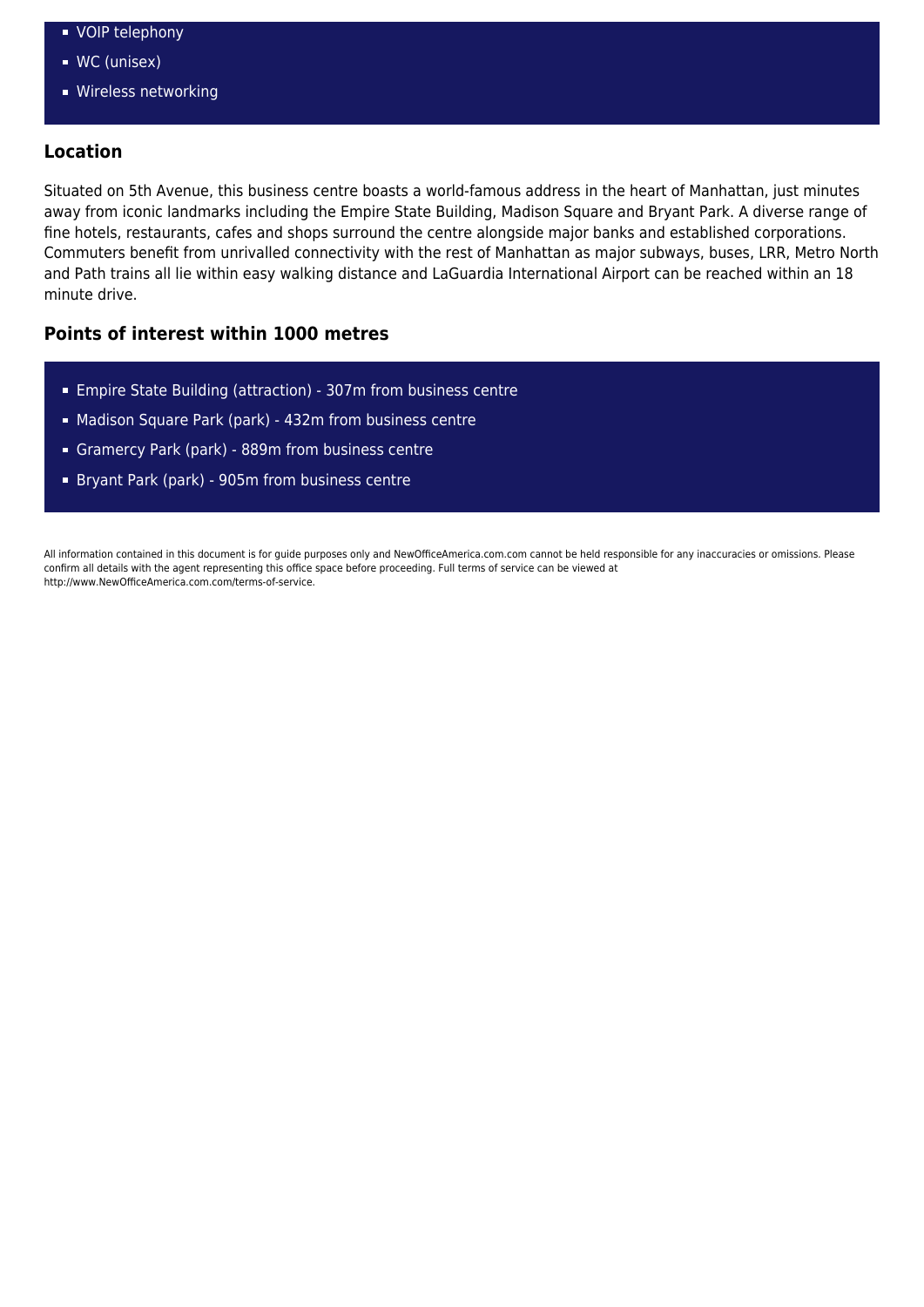- VOIP telephony
- WC (unisex)
- Wireless networking

## Location

Situated on 5th Avenue, this business centre boasts a world-famous address in the heart of Manhattan, just minutes away from iconic landmarks including the Empire State Building, Madison Square and Bryant Park. A diverse range of fine hotels, restaurants, cafes and shops surround the centre alongside major banks and established corporations. Commuters benefit from unrivalled connectivity with the rest of Manhattan as major subways, buses, LRR, Metro North and Path trains all lie within easy walking distance and LaGuardia International Airport can be reached within an 18 minute drive.

## Points of interest within 1000 metres

- Empire State Building (attraction) - 307m from business centre
- Madison Square Park (park) - 432m from business centre
- Gramercy Park (park) - 889m from business centre
- Bryant Park (park) - 905m from business centre

All information contained in this document is for guide purposes only and NewOfficeAmerica.com.com cannot be held responsible for any inaccuracies or omissions. Please confirm all details with the agent representing this office space before proceeding. Full terms of service can be viewed at http://www.NewOfficeAmerica.com.com/terms-of-service.